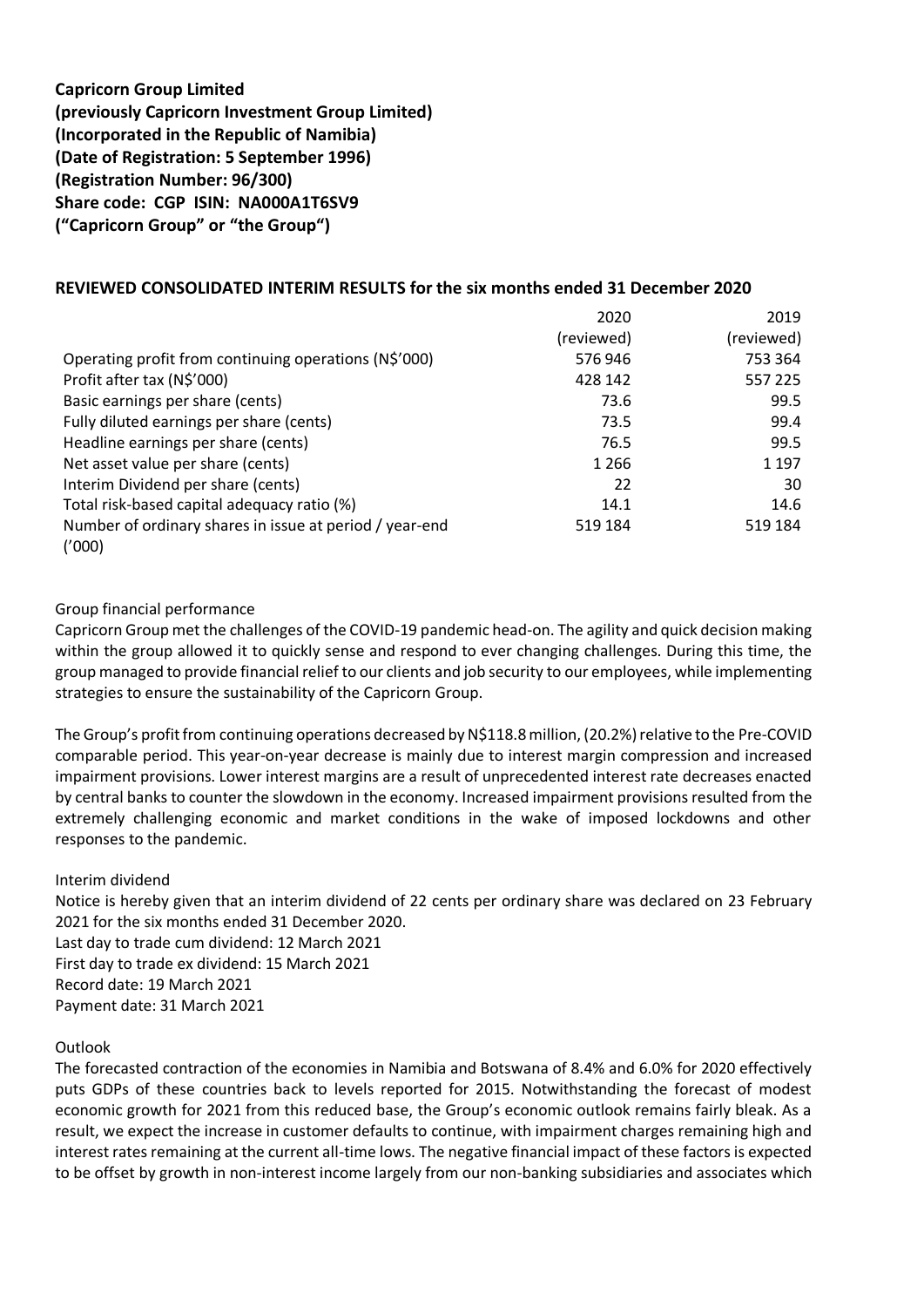**Capricorn Group Limited**
**(previously Capricorn Investment Group Limited)**
**(Incorporated in the Republic of Namibia)**
**(Date of Registration: 5 September 1996)**
**(Registration Number: 96/300)**
**Share code: CGP ISIN: NA000A1T6SV9**
**("Capricorn Group" or "the Group")**

## REVIEWED CONSOLIDATED INTERIM RESULTS for the six months ended 31 December 2020

| | 2020 (reviewed) | 2019 (reviewed) |
|---|---|---|
| Operating profit from continuing operations (N$'000) | 576 946 | 753 364 |
| Profit after tax (N$'000) | 428 142 | 557 225 |
| Basic earnings per share (cents) | 73.6 | 99.5 |
| Fully diluted earnings per share (cents) | 73.5 | 99.4 |
| Headline earnings per share (cents) | 76.5 | 99.5 |
| Net asset value per share (cents) | 1 266 | 1 197 |
| Interim Dividend per share (cents) | 22 | 30 |
| Total risk-based capital adequacy ratio (%) | 14.1 | 14.6 |
| Number of ordinary shares in issue at period / year-end ('000) | 519 184 | 519 184 |

Group financial performance

Capricorn Group met the challenges of the COVID-19 pandemic head-on. The agility and quick decision making within the group allowed it to quickly sense and respond to ever changing challenges. During this time, the group managed to provide financial relief to our clients and job security to our employees, while implementing strategies to ensure the sustainability of the Capricorn Group.

The Group's profit from continuing operations decreased by N$118.8 million, (20.2%) relative to the Pre-COVID comparable period. This year-on-year decrease is mainly due to interest margin compression and increased impairment provisions. Lower interest margins are a result of unprecedented interest rate decreases enacted by central banks to counter the slowdown in the economy. Increased impairment provisions resulted from the extremely challenging economic and market conditions in the wake of imposed lockdowns and other responses to the pandemic.

Interim dividend

Notice is hereby given that an interim dividend of 22 cents per ordinary share was declared on 23 February 2021 for the six months ended 31 December 2020.
Last day to trade cum dividend: 12 March 2021
First day to trade ex dividend: 15 March 2021
Record date: 19 March 2021
Payment date: 31 March 2021

Outlook

The forecasted contraction of the economies in Namibia and Botswana of 8.4% and 6.0% for 2020 effectively puts GDPs of these countries back to levels reported for 2015. Notwithstanding the forecast of modest economic growth for 2021 from this reduced base, the Group's economic outlook remains fairly bleak. As a result, we expect the increase in customer defaults to continue, with impairment charges remaining high and interest rates remaining at the current all-time lows. The negative financial impact of these factors is expected to be offset by growth in non-interest income largely from our non-banking subsidiaries and associates which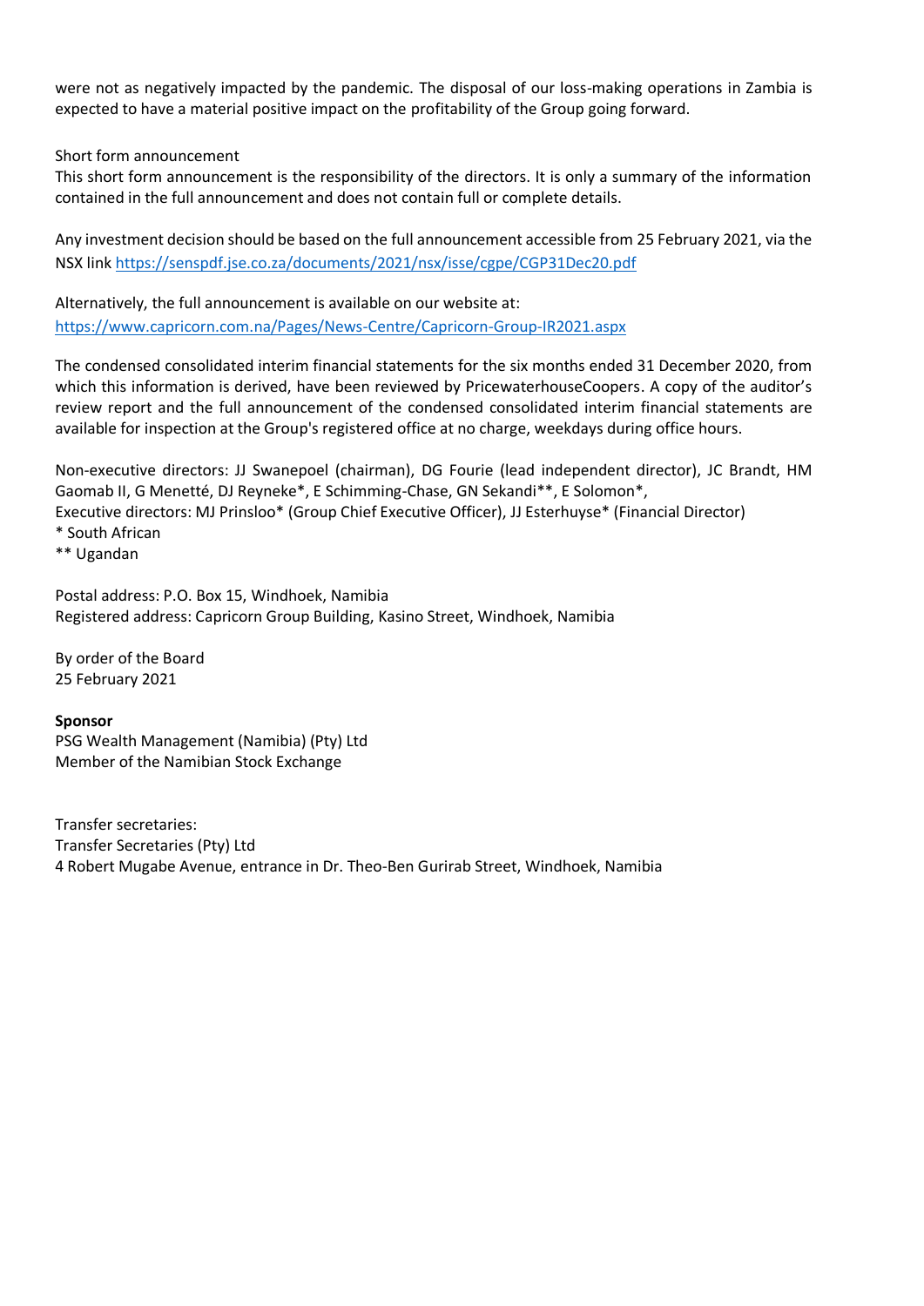were not as negatively impacted by the pandemic. The disposal of our loss-making operations in Zambia is expected to have a material positive impact on the profitability of the Group going forward.

Short form announcement

This short form announcement is the responsibility of the directors. It is only a summary of the information contained in the full announcement and does not contain full or complete details.

Any investment decision should be based on the full announcement accessible from 25 February 2021, via the NSX link https://senspdf.jse.co.za/documents/2021/nsx/isse/cgpe/CGP31Dec20.pdf

Alternatively, the full announcement is available on our website at:
https://www.capricorn.com.na/Pages/News-Centre/Capricorn-Group-IR2021.aspx

The condensed consolidated interim financial statements for the six months ended 31 December 2020, from which this information is derived, have been reviewed by PricewaterhouseCoopers. A copy of the auditor's review report and the full announcement of the condensed consolidated interim financial statements are available for inspection at the Group's registered office at no charge, weekdays during office hours.

Non-executive directors: JJ Swanepoel (chairman), DG Fourie (lead independent director), JC Brandt, HM Gaomab II, G Menetté, DJ Reyneke*, E Schimming-Chase, GN Sekandi**, E Solomon*,
Executive directors: MJ Prinsloo* (Group Chief Executive Officer), JJ Esterhuyse* (Financial Director)
* South African
** Ugandan

Postal address: P.O. Box 15, Windhoek, Namibia
Registered address: Capricorn Group Building, Kasino Street, Windhoek, Namibia

By order of the Board
25 February 2021

**Sponsor**
PSG Wealth Management (Namibia) (Pty) Ltd
Member of the Namibian Stock Exchange

Transfer secretaries:
Transfer Secretaries (Pty) Ltd
4 Robert Mugabe Avenue, entrance in Dr. Theo-Ben Gurirab Street, Windhoek, Namibia